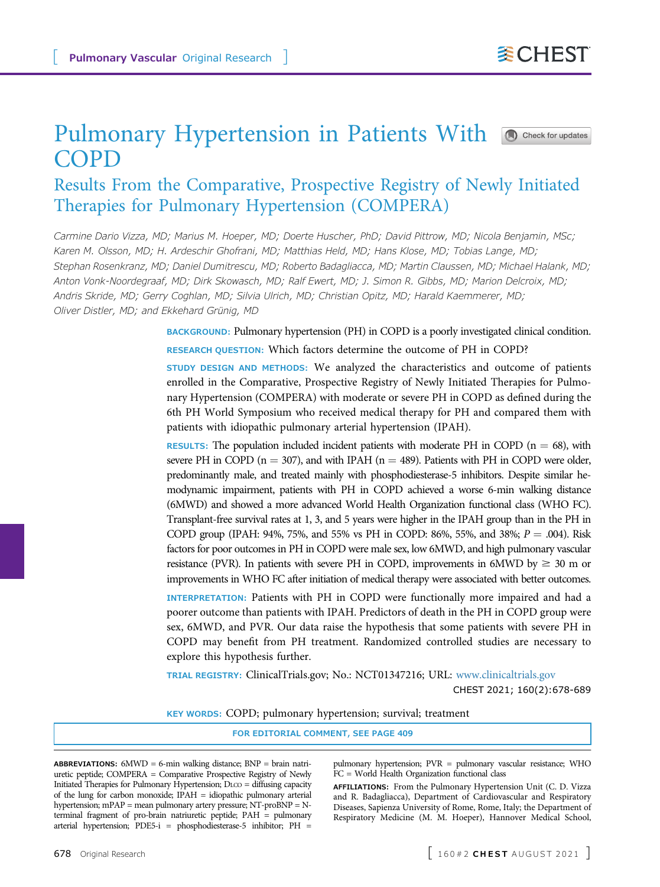Pulmonary Vascular Original Research

# Pulmonary Hypertension in Patients With COPD

## Results From the Comparative, Prospective Registry of Newly Initiated Therapies for Pulmonary Hypertension (COMPERA)

Carmine Dario Vizza, MD; Marius M. Hoeper, MD; Doerte Huscher, PhD; David Pittrow, MD; Nicola Benjamin, MSc; Karen M. Olsson, MD; H. Ardeschir Ghofrani, MD; Matthias Held, MD; Hans Klose, MD; Tobias Lange, MD; Stephan Rosenkranz, MD; Daniel Dumitrescu, MD; Roberto Badagliacca, MD; Martin Claussen, MD; Michael Halank, MD; Anton Vonk-Noordegraaf, MD; Dirk Skowasch, MD; Ralf Ewert, MD; J. Simon R. Gibbs, MD; Marion Delcroix, MD; Andris Skride, MD; Gerry Coghlan, MD; Silvia Ulrich, MD; Christian Opitz, MD; Harald Kaemmerer, MD; Oliver Distler, MD; and Ekkehard Grünig, MD

**BACKGROUND:** Pulmonary hypertension (PH) in COPD is a poorly investigated clinical condition.

**RESEARCH QUESTION:** Which factors determine the outcome of PH in COPD?

**STUDY DESIGN AND METHODS:** We analyzed the characteristics and outcome of patients enrolled in the Comparative, Prospective Registry of Newly Initiated Therapies for Pulmonary Hypertension (COMPERA) with moderate or severe PH in COPD as defined during the 6th PH World Symposium who received medical therapy for PH and compared them with patients with idiopathic pulmonary arterial hypertension (IPAH).

**RESULTS:** The population included incident patients with moderate PH in COPD (n = 68), with severe PH in COPD (n = 307), and with IPAH (n = 489). Patients with PH in COPD were older, predominantly male, and treated mainly with phosphodiesterase-5 inhibitors. Despite similar hemodynamic impairment, patients with PH in COPD achieved a worse 6-min walking distance (6MWD) and showed a more advanced World Health Organization functional class (WHO FC). Transplant-free survival rates at 1, 3, and 5 years were higher in the IPAH group than in the PH in COPD group (IPAH: 94%, 75%, and 55% vs PH in COPD: 86%, 55%, and 38%; $P = .004$). Risk factors for poor outcomes in PH in COPD were male sex, low 6MWD, and high pulmonary vascular resistance (PVR). In patients with severe PH in COPD, improvements in 6MWD by ≥ 30 m or improvements in WHO FC after initiation of medical therapy were associated with better outcomes.

**INTERPRETATION:** Patients with PH in COPD were functionally more impaired and had a poorer outcome than patients with IPAH. Predictors of death in the PH in COPD group were sex, 6MWD, and PVR. Our data raise the hypothesis that some patients with severe PH in COPD may benefit from PH treatment. Randomized controlled studies are necessary to explore this hypothesis further.

**TRIAL REGISTRY:** ClinicalTrials.gov; No.: NCT01347216; URL: www.clinicaltrials.gov

CHEST 2021; 160(2):678-689

**KEY WORDS:** COPD; pulmonary hypertension; survival; treatment

FOR EDITORIAL COMMENT, SEE PAGE 409

**ABBREVIATIONS:** 6MWD = 6-min walking distance; BNP = brain natriuretic peptide; COMPERA = Comparative Prospective Registry of Newly Initiated Therapies for Pulmonary Hypertension; $D_{LCO}$ = diffusing capacity of the lung for carbon monoxide; IPAH = idiopathic pulmonary arterial hypertension; mPAP = mean pulmonary artery pressure; NT-proBNP = N-terminal fragment of pro-brain natriuretic peptide; PAH = pulmonary arterial hypertension; PDE5-i = phosphodiesterase-5 inhibitor; PH = pulmonary hypertension; PVR = pulmonary vascular resistance; WHO FC = World Health Organization functional class

**AFFILIATIONS:** From the Pulmonary Hypertension Unit (C. D. Vizza and R. Badagliacca), Department of Cardiovascular and Respiratory Diseases, Sapienza University of Rome, Rome, Italy; the Department of Respiratory Medicine (M. M. Hoeper), Hannover Medical School,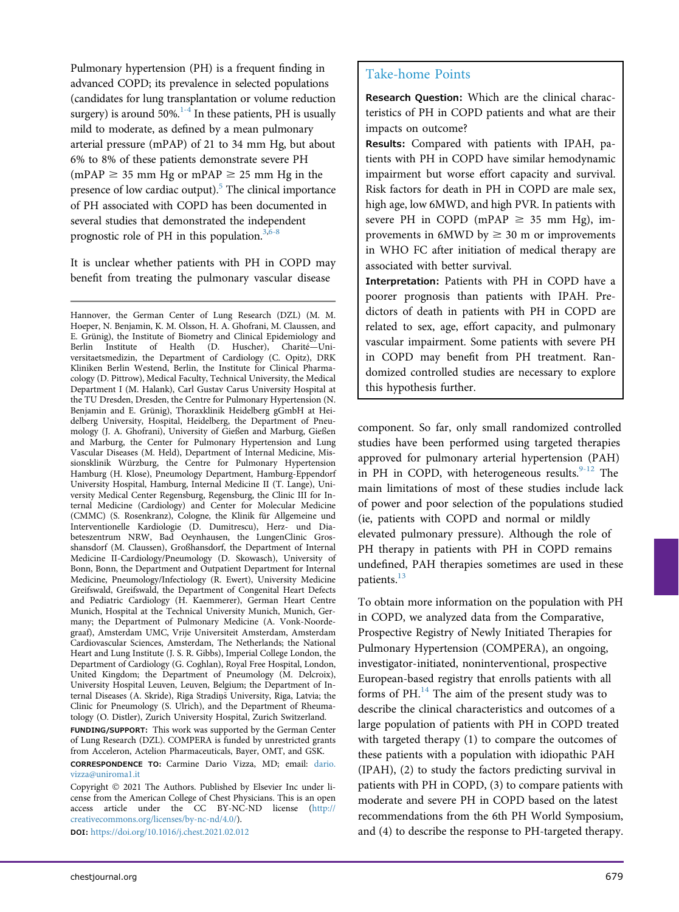Pulmonary hypertension (PH) is a frequent finding in advanced COPD; its prevalence in selected populations (candidates for lung transplantation or volume reduction surgery) is around 50%.[1-4] In these patients, PH is usually mild to moderate, as defined by a mean pulmonary arterial pressure (mPAP) of 21 to 34 mm Hg, but about 6% to 8% of these patients demonstrate severe PH (mPAP ≥ 35 mm Hg or mPAP ≥ 25 mm Hg in the presence of low cardiac output).[5] The clinical importance of PH associated with COPD has been documented in several studies that demonstrated the independent prognostic role of PH in this population.[3,6-8]

It is unclear whether patients with PH in COPD may benefit from treating the pulmonary vascular disease component. So far, only small randomized controlled studies have been performed using targeted therapies approved for pulmonary arterial hypertension (PAH) in PH in COPD, with heterogeneous results.[9-12] The main limitations of most of these studies include lack of power and poor selection of the populations studied (ie, patients with COPD and normal or mildly elevated pulmonary pressure). Although the role of PH therapy in patients with PH in COPD remains undefined, PAH therapies sometimes are used in these patients.[13]

To obtain more information on the population with PH in COPD, we analyzed data from the Comparative, Prospective Registry of Newly Initiated Therapies for Pulmonary Hypertension (COMPERA), an ongoing, investigator-initiated, noninterventional, prospective European-based registry that enrolls patients with all forms of PH.[14] The aim of the present study was to describe the clinical characteristics and outcomes of a large population of patients with PH in COPD treated with targeted therapy (1) to compare the outcomes of these patients with a population with idiopathic PAH (IPAH), (2) to study the factors predicting survival in patients with PH in COPD, (3) to compare patients with moderate and severe PH in COPD based on the latest recommendations from the 6th PH World Symposium, and (4) to describe the response to PH-targeted therapy.

## Take-home Points

**Research Question:** Which are the clinical characteristics of PH in COPD patients and what are their impacts on outcome?

**Results:** Compared with patients with IPAH, patients with PH in COPD have similar hemodynamic impairment but worse effort capacity and survival. Risk factors for death in PH in COPD are male sex, high age, low 6MWD, and high PVR. In patients with severe PH in COPD (mPAP ≥ 35 mm Hg), improvements in 6MWD by ≥ 30 m or improvements in WHO FC after initiation of medical therapy are associated with better survival.

**Interpretation:** Patients with PH in COPD have a poorer prognosis than patients with IPAH. Predictors of death in patients with PH in COPD are related to sex, age, effort capacity, and pulmonary vascular impairment. Some patients with severe PH in COPD may benefit from PH treatment. Randomized controlled studies are necessary to explore this hypothesis further.

Hannover, the German Center of Lung Research (DZL) (M. M. Hoeper, N. Benjamin, K. M. Olsson, H. A. Ghofrani, M. Claussen, and E. Grünig), the Institute of Biometry and Clinical Epidemiology and Berlin Institute of Health (D. Huscher), Charité—Universitaetsmedizin, the Department of Cardiology (C. Opitz), DRK Kliniken Berlin Westend, Berlin, the Institute for Clinical Pharmacology (D. Pittrow), Medical Faculty, Technical University, the Medical Department I (M. Halank), Carl Gustav Carus University Hospital at the TU Dresden, Dresden, the Centre for Pulmonary Hypertension (N. Benjamin and E. Grünig), Thoraxklinik Heidelberg gGmbH at Heidelberg University, Hospital, Heidelberg, the Department of Pneumology (J. A. Ghofrani), University of Gießen and Marburg, Gießen and Marburg, the Center for Pulmonary Hypertension and Lung Vascular Diseases (M. Held), Department of Internal Medicine, Missionsklinik Würzburg, the Centre for Pulmonary Hypertension Hamburg (H. Klose), Pneumology Department, Hamburg-Eppendorf University Hospital, Hamburg, Internal Medicine II (T. Lange), University Medical Center Regensburg, Regensburg, the Clinic III for Internal Medicine (Cardiology) and Center for Molecular Medicine (CMMC) (S. Rosenkranz), Cologne, the Klinik für Allgemeine und Interventionelle Kardiologie (D. Dumitrescu), Herz- und Diabeteszentrum NRW, Bad Oeynhausen, the LungenClinic Grosshansdorf (M. Claussen), Großhansdorf, the Department of Internal Medicine II-Cardiology/Pneumology (D. Skowasch), University of Bonn, Bonn, the Department and Outpatient Department for Internal Medicine, Pneumology/Infectiology (R. Ewert), University Medicine Greifswald, Greifswald, the Department of Congenital Heart Defects and Pediatric Cardiology (H. Kaemmerer), German Heart Centre Munich, Hospital at the Technical University Munich, Munich, Germany; the Department of Pulmonary Medicine (A. Vonk-Noordegraaf), Amsterdam UMC, Vrije Universiteit Amsterdam, Amsterdam Cardiovascular Sciences, Amsterdam, The Netherlands; the National Heart and Lung Institute (J. S. R. Gibbs), Imperial College London, the Department of Cardiology (G. Coghlan), Royal Free Hospital, London, United Kingdom; the Department of Pneumology (M. Delcroix), University Hospital Leuven, Leuven, Belgium; the Department of Internal Diseases (A. Skride), Riga Stradiņš University, Riga, Latvia; the Clinic for Pneumology (S. Ulrich), and the Department of Rheumatology (O. Distler), Zurich University Hospital, Zurich Switzerland.

**FUNDING/SUPPORT:** This work was supported by the German Center of Lung Research (DZL). COMPERA is funded by unrestricted grants from Acceleron, Actelion Pharmaceuticals, Bayer, OMT, and GSK.

**CORRESPONDENCE TO:** Carmine Dario Vizza, MD; email: dario.vizza@uniroma1.it

Copyright © 2021 The Authors. Published by Elsevier Inc under license from the American College of Chest Physicians. This is an open access article under the CC BY-NC-ND license (http://creativecommons.org/licenses/by-nc-nd/4.0/).

**DOI:** https://doi.org/10.1016/j.chest.2021.02.012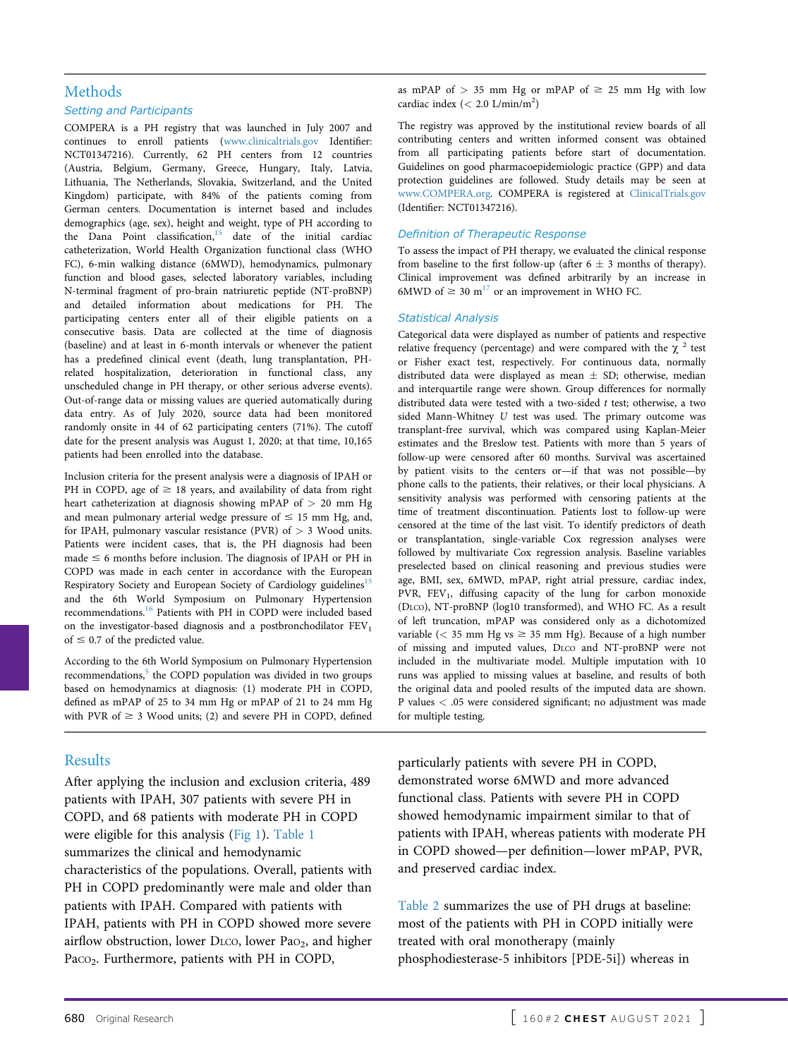## Methods

### Setting and Participants

COMPERA is a PH registry that was launched in July 2007 and continues to enroll patients (www.clinicaltrials.gov Identifier: NCT01347216). Currently, 62 PH centers from 12 countries (Austria, Belgium, Germany, Greece, Hungary, Italy, Latvia, Lithuania, The Netherlands, Slovakia, Switzerland, and the United Kingdom) participate, with 84% of the patients coming from German centers. Documentation is internet based and includes demographics (age, sex), height and weight, type of PH according to the Dana Point classification,[15] date of the initial cardiac catheterization, World Health Organization functional class (WHO FC), 6-min walking distance (6MWD), hemodynamics, pulmonary function and blood gases, selected laboratory variables, including N-terminal fragment of pro-brain natriuretic peptide (NT-proBNP) and detailed information about medications for PH. The participating centers enter all of their eligible patients on a consecutive basis. Data are collected at the time of diagnosis (baseline) and at least in 6-month intervals or whenever the patient has a predefined clinical event (death, lung transplantation, PH-related hospitalization, deterioration in functional class, any unscheduled change in PH therapy, or other serious adverse events). Out-of-range data or missing values are queried automatically during data entry. As of July 2020, source data had been monitored randomly onsite in 44 of 62 participating centers (71%). The cutoff date for the present analysis was August 1, 2020; at that time, 10,165 patients had been enrolled into the database.

Inclusion criteria for the present analysis were a diagnosis of IPAH or PH in COPD, age of ≥ 18 years, and availability of data from right heart catheterization at diagnosis showing mPAP of > 20 mm Hg and mean pulmonary arterial wedge pressure of ≤ 15 mm Hg, and, for IPAH, pulmonary vascular resistance (PVR) of > 3 Wood units. Patients were incident cases, that is, the PH diagnosis had been made ≤ 6 months before inclusion. The diagnosis of IPAH or PH in COPD was made in each center in accordance with the European Respiratory Society and European Society of Cardiology guidelines[15] and the 6th World Symposium on Pulmonary Hypertension recommendations.[16] Patients with PH in COPD were included based on the investigator-based diagnosis and a postbronchodilator $FEV_1$ of ≤ 0.7 of the predicted value.

According to the 6th World Symposium on Pulmonary Hypertension recommendations,[5] the COPD population was divided in two groups based on hemodynamics at diagnosis: (1) moderate PH in COPD, defined as mPAP of 25 to 34 mm Hg or mPAP of 21 to 24 mm Hg with PVR of ≥ 3 Wood units; (2) and severe PH in COPD, defined as mPAP of > 35 mm Hg or mPAP of ≥ 25 mm Hg with low cardiac index (< 2.0 L/min/m$^2$)

The registry was approved by the institutional review boards of all contributing centers and written informed consent was obtained from all participating patients before start of documentation. Guidelines on good pharmacoepidemiologic practice (GPP) and data protection guidelines are followed. Study details may be seen at www.COMPERA.org. COMPERA is registered at ClinicalTrials.gov (Identifier: NCT01347216).

### Definition of Therapeutic Response

To assess the impact of PH therapy, we evaluated the clinical response from baseline to the first follow-up (after 6 ± 3 months of therapy). Clinical improvement was defined arbitrarily by an increase in 6MWD of ≥ 30 m[17] or an improvement in WHO FC.

### Statistical Analysis

Categorical data were displayed as number of patients and respective relative frequency (percentage) and were compared with the $\chi^2$ test or Fisher exact test, respectively. For continuous data, normally distributed data were displayed as mean ± SD; otherwise, median and interquartile range were shown. Group differences for normally distributed data were tested with a two-sided $t$ test; otherwise, a two sided Mann-Whitney $U$ test was used. The primary outcome was transplant-free survival, which was compared using Kaplan-Meier estimates and the Breslow test. Patients with more than 5 years of follow-up were censored after 60 months. Survival was ascertained by patient visits to the centers or—if that was not possible—by phone calls to the patients, their relatives, or their local physicians. A sensitivity analysis was performed with censoring patients at the time of treatment discontinuation. Patients lost to follow-up were censored at the time of the last visit. To identify predictors of death or transplantation, single-variable Cox regression analyses were followed by multivariate Cox regression analysis. Baseline variables preselected based on clinical reasoning and previous studies were age, BMI, sex, 6MWD, mPAP, right atrial pressure, cardiac index, PVR, $FEV_1$, diffusing capacity of the lung for carbon monoxide ($D_{LCO}$), NT-proBNP (log10 transformed), and WHO FC. As a result of left truncation, mPAP was considered only as a dichotomized variable (< 35 mm Hg vs ≥ 35 mm Hg). Because of a high number of missing and imputed values, $D_{LCO}$ and NT-proBNP were not included in the multivariate model. Multiple imputation with 10 runs was applied to missing values at baseline, and results of both the original data and pooled results of the imputed data are shown. P values < .05 were considered significant; no adjustment was made for multiple testing.

## Results

After applying the inclusion and exclusion criteria, 489 patients with IPAH, 307 patients with severe PH in COPD, and 68 patients with moderate PH in COPD were eligible for this analysis (Fig 1). Table 1 summarizes the clinical and hemodynamic characteristics of the populations. Overall, patients with PH in COPD predominantly were male and older than patients with IPAH. Compared with patients with IPAH, patients with PH in COPD showed more severe airflow obstruction, lower $D_{LCO}$, lower $Pa_{O_2}$, and higher $Pa_{CO_2}$. Furthermore, patients with PH in COPD, particularly patients with severe PH in COPD, demonstrated worse 6MWD and more advanced functional class. Patients with severe PH in COPD showed hemodynamic impairment similar to that of patients with IPAH, whereas patients with moderate PH in COPD showed—per definition—lower mPAP, PVR, and preserved cardiac index.

Table 2 summarizes the use of PH drugs at baseline: most of the patients with PH in COPD initially were treated with oral monotherapy (mainly phosphodiesterase-5 inhibitors [PDE-5i]) whereas in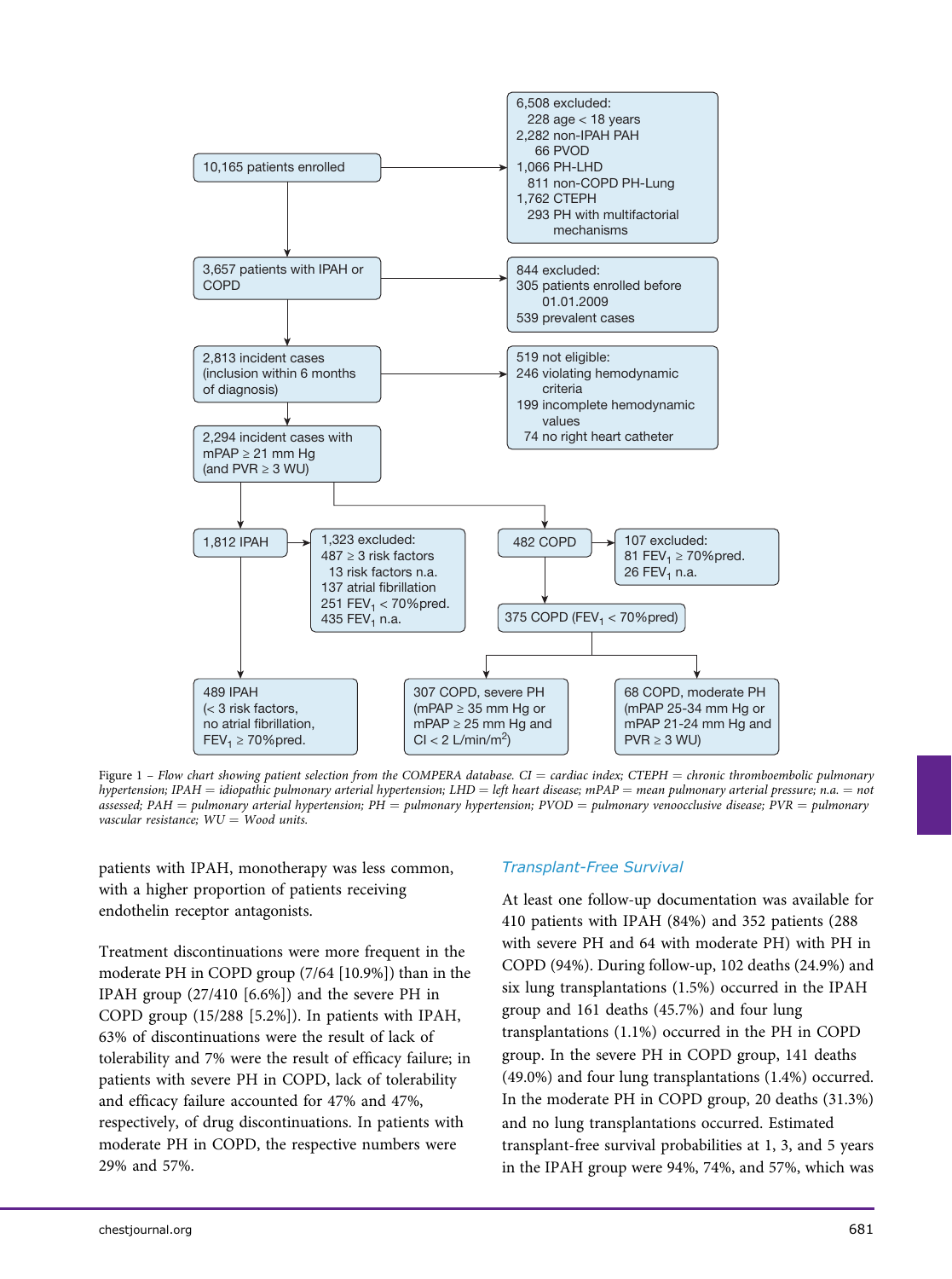10,165 patients enrolled

6,508 excluded:
228 age < 18 years
2,282 non-IPAH PAH
66 PVOD
1,066 PH-LHD
811 non-COPD PH-Lung
1,762 CTEPH
293 PH with multifactorial mechanisms

3,657 patients with IPAH or COPD

844 excluded:
305 patients enrolled before 01.01.2009
539 prevalent cases

2,813 incident cases (inclusion within 6 months of diagnosis)

519 not eligible:
246 violating hemodynamic criteria
199 incomplete hemodynamic values
74 no right heart catheter

2,294 incident cases with mPAP ≥ 21 mm Hg (and PVR ≥ 3 WU)

1,812 IPAH

1,323 excluded:
487 ≥ 3 risk factors
13 risk factors n.a.
137 atrial fibrillation
251 $FEV_1$ < 70%pred.
435 $FEV_1$ n.a.

482 COPD

107 excluded:
81 $FEV_1$ ≥ 70%pred.
26 $FEV_1$ n.a.

375 COPD ($FEV_1$ < 70%pred)

489 IPAH (< 3 risk factors, no atrial fibrillation, $FEV_1$ ≥ 70%pred.

307 COPD, severe PH (mPAP ≥ 35 mm Hg or mPAP ≥ 25 mm Hg and CI < 2 L/min/$m^2$)

68 COPD, moderate PH (mPAP 25-34 mm Hg or mPAP 21-24 mm Hg and PVR ≥ 3 WU)

Figure 1 – *Flow chart showing patient selection from the COMPERA database. CI = cardiac index; CTEPH = chronic thromboembolic pulmonary hypertension; IPAH = idiopathic pulmonary arterial hypertension; LHD = left heart disease; mPAP = mean pulmonary arterial pressure; n.a. = not assessed; PAH = pulmonary arterial hypertension; PH = pulmonary hypertension; PVOD = pulmonary venoocclusive disease; PVR = pulmonary vascular resistance; WU = Wood units.*

patients with IPAH, monotherapy was less common, with a higher proportion of patients receiving endothelin receptor antagonists.

Treatment discontinuations were more frequent in the moderate PH in COPD group (7/64 [10.9%]) than in the IPAH group (27/410 [6.6%]) and the severe PH in COPD group (15/288 [5.2%]). In patients with IPAH, 63% of discontinuations were the result of lack of tolerability and 7% were the result of efficacy failure; in patients with severe PH in COPD, lack of tolerability and efficacy failure accounted for 47% and 47%, respectively, of drug discontinuations. In patients with moderate PH in COPD, the respective numbers were 29% and 57%.

### *Transplant-Free Survival*

At least one follow-up documentation was available for 410 patients with IPAH (84%) and 352 patients (288 with severe PH and 64 with moderate PH) with PH in COPD (94%). During follow-up, 102 deaths (24.9%) and six lung transplantations (1.5%) occurred in the IPAH group and 161 deaths (45.7%) and four lung transplantations (1.1%) occurred in the PH in COPD group. In the severe PH in COPD group, 141 deaths (49.0%) and four lung transplantations (1.4%) occurred. In the moderate PH in COPD group, 20 deaths (31.3%) and no lung transplantations occurred. Estimated transplant-free survival probabilities at 1, 3, and 5 years in the IPAH group were 94%, 74%, and 57%, which was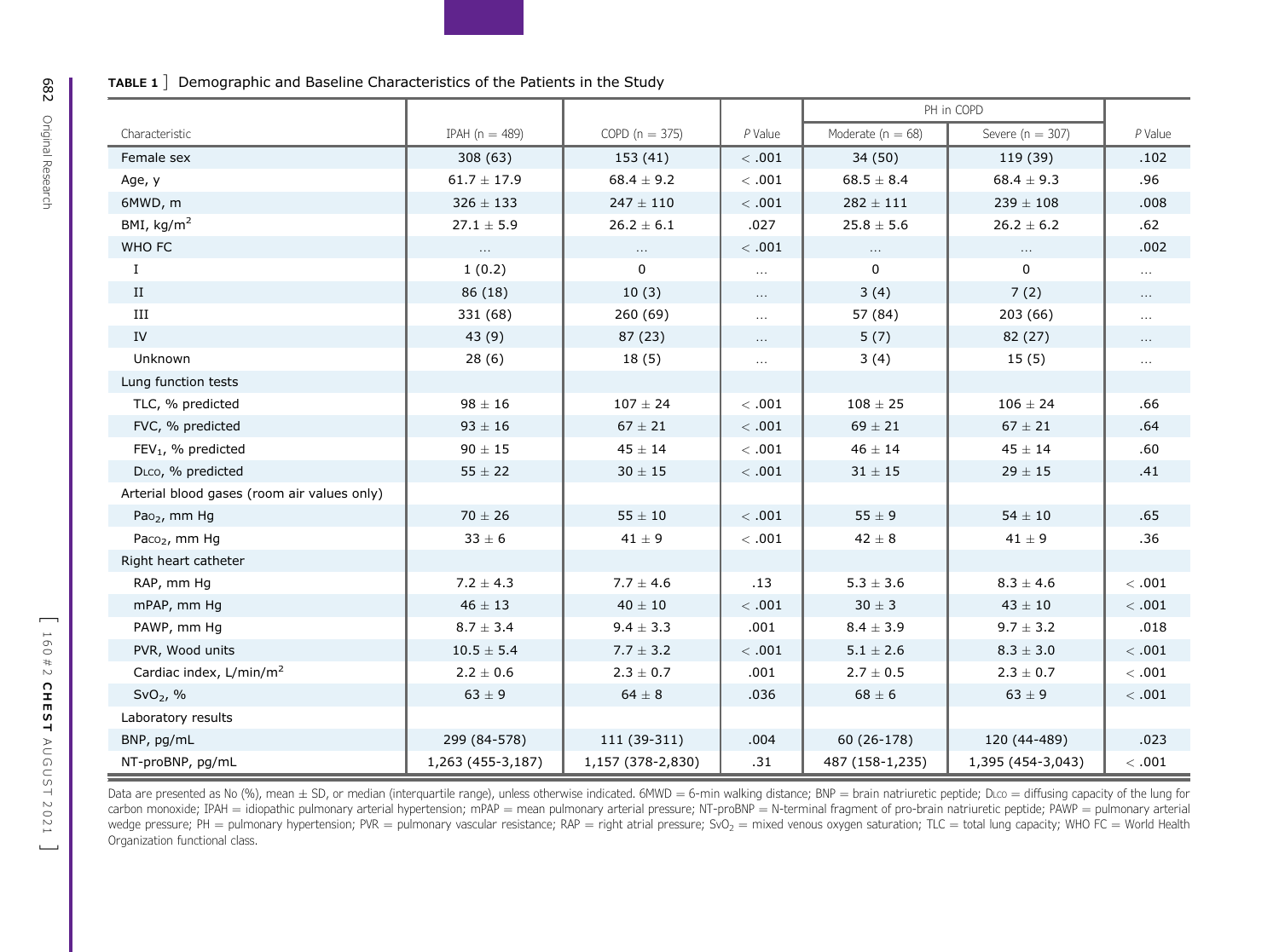**TABLE 1** ] Demographic and Baseline Characteristics of the Patients in the Study

| Characteristic | IPAH (n = 489) | COPD (n = 375) | *P* Value | PH in COPD | | *P* Value |
|---|---|---|---|---|---|---|
| | | | | Moderate (n = 68) | Severe (n = 307) | |
| Female sex | 308 (63) | 153 (41) | < .001 | 34 (50) | 119 (39) | .102 |
| Age, y | 61.7 ± 17.9 | 68.4 ± 9.2 | < .001 | 68.5 ± 8.4 | 68.4 ± 9.3 | .96 |
| 6MWD, m | 326 ± 133 | 247 ± 110 | < .001 | 282 ± 111 | 239 ± 108 | .008 |
| BMI, kg/m$^2$ | 27.1 ± 5.9 | 26.2 ± 6.1 | .027 | 25.8 ± 5.6 | 26.2 ± 6.2 | .62 |
| WHO FC | ... | ... | < .001 | ... | ... | .002 |
| I | 1 (0.2) | 0 | ... | 0 | 0 | ... |
| II | 86 (18) | 10 (3) | ... | 3 (4) | 7 (2) | ... |
| III | 331 (68) | 260 (69) | ... | 57 (84) | 203 (66) | ... |
| IV | 43 (9) | 87 (23) | ... | 5 (7) | 82 (27) | ... |
| Unknown | 28 (6) | 18 (5) | ... | 3 (4) | 15 (5) | ... |
| Lung function tests | | | | | | |
| TLC, % predicted | 98 ± 16 | 107 ± 24 | < .001 | 108 ± 25 | 106 ± 24 | .66 |
| FVC, % predicted | 93 ± 16 | 67 ± 21 | < .001 | 69 ± 21 | 67 ± 21 | .64 |
| $FEV_1$, % predicted | 90 ± 15 | 45 ± 14 | < .001 | 46 ± 14 | 45 ± 14 | .60 |
| DLCO, % predicted | 55 ± 22 | 30 ± 15 | < .001 | 31 ± 15 | 29 ± 15 | .41 |
| Arterial blood gases (room air values only) | | | | | | |
| $Pa_{O_2}$, mm Hg | 70 ± 26 | 55 ± 10 | < .001 | 55 ± 9 | 54 ± 10 | .65 |
| $Pa_{CO_2}$, mm Hg | 33 ± 6 | 41 ± 9 | < .001 | 42 ± 8 | 41 ± 9 | .36 |
| Right heart catheter | | | | | | |
| RAP, mm Hg | 7.2 ± 4.3 | 7.7 ± 4.6 | .13 | 5.3 ± 3.6 | 8.3 ± 4.6 | < .001 |
| mPAP, mm Hg | 46 ± 13 | 40 ± 10 | < .001 | 30 ± 3 | 43 ± 10 | < .001 |
| PAWP, mm Hg | 8.7 ± 3.4 | 9.4 ± 3.3 | .001 | 8.4 ± 3.9 | 9.7 ± 3.2 | .018 |
| PVR, Wood units | 10.5 ± 5.4 | 7.7 ± 3.2 | < .001 | 5.1 ± 2.6 | 8.3 ± 3.0 | < .001 |
| Cardiac index, L/min/m$^2$ | 2.2 ± 0.6 | 2.3 ± 0.7 | .001 | 2.7 ± 0.5 | 2.3 ± 0.7 | < .001 |
| $SvO_2$, % | 63 ± 9 | 64 ± 8 | .036 | 68 ± 6 | 63 ± 9 | < .001 |
| Laboratory results | | | | | | |
| BNP, pg/mL | 299 (84-578) | 111 (39-311) | .004 | 60 (26-178) | 120 (44-489) | .023 |
| NT-proBNP, pg/mL | 1,263 (455-3,187) | 1,157 (378-2,830) | .31 | 487 (158-1,235) | 1,395 (454-3,043) | < .001 |

Data are presented as No (%), mean ± SD, or median (interquartile range), unless otherwise indicated. 6MWD = 6-min walking distance; BNP = brain natriuretic peptide; DLCO = diffusing capacity of the lung for carbon monoxide; IPAH = idiopathic pulmonary arterial hypertension; mPAP = mean pulmonary arterial pressure; NT-proBNP = N-terminal fragment of pro-brain natriuretic peptide; PAWP = pulmonary arterial wedge pressure; PH = pulmonary hypertension; PVR = pulmonary vascular resistance; RAP = right atrial pressure; $SvO_2$ = mixed venous oxygen saturation; TLC = total lung capacity; WHO FC = World Health Organization functional class.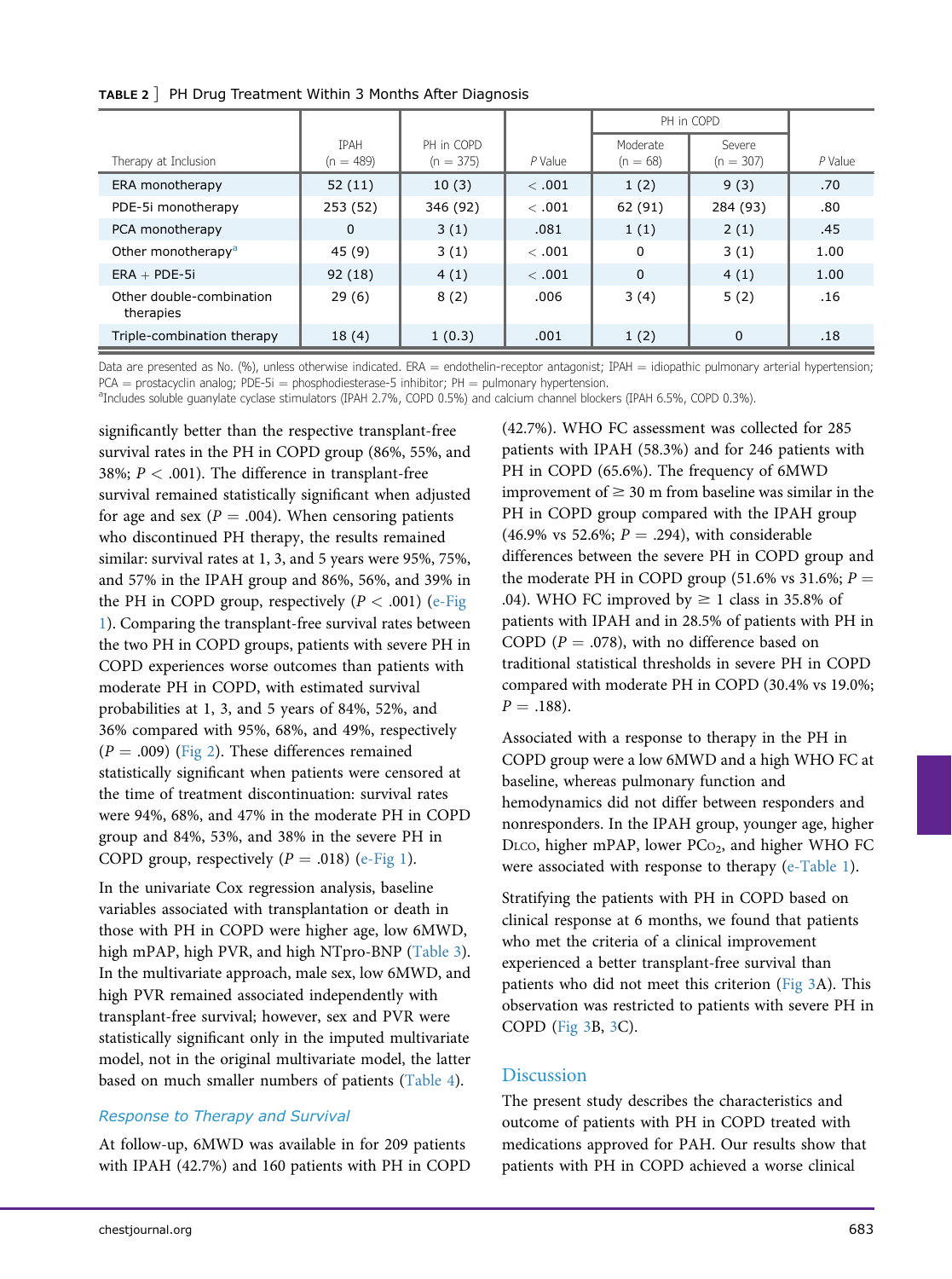TABLE 2 ] PH Drug Treatment Within 3 Months After Diagnosis

| Therapy at Inclusion | IPAH (n = 489) | PH in COPD (n = 375) | P Value | PH in COPD Moderate (n = 68) | PH in COPD Severe (n = 307) | P Value |
|---|---|---|---|---|---|---|
| ERA monotherapy | 52 (11) | 10 (3) | < .001 | 1 (2) | 9 (3) | .70 |
| PDE-5i monotherapy | 253 (52) | 346 (92) | < .001 | 62 (91) | 284 (93) | .80 |
| PCA monotherapy | 0 | 3 (1) | .081 | 1 (1) | 2 (1) | .45 |
| Other monotherapy[a] | 45 (9) | 3 (1) | < .001 | 0 | 3 (1) | 1.00 |
| ERA + PDE-5i | 92 (18) | 4 (1) | < .001 | 0 | 4 (1) | 1.00 |
| Other double-combination therapies | 29 (6) | 8 (2) | .006 | 3 (4) | 5 (2) | .16 |
| Triple-combination therapy | 18 (4) | 1 (0.3) | .001 | 1 (2) | 0 | .18 |

Data are presented as No. (%), unless otherwise indicated. ERA = endothelin-receptor antagonist; IPAH = idiopathic pulmonary arterial hypertension; PCA = prostacyclin analog; PDE-5i = phosphodiesterase-5 inhibitor; PH = pulmonary hypertension.
[a]Includes soluble guanylate cyclase stimulators (IPAH 2.7%, COPD 0.5%) and calcium channel blockers (IPAH 6.5%, COPD 0.3%).

significantly better than the respective transplant-free survival rates in the PH in COPD group (86%, 55%, and 38%; $P < .001$). The difference in transplant-free survival remained statistically significant when adjusted for age and sex ($P = .004$). When censoring patients who discontinued PH therapy, the results remained similar: survival rates at 1, 3, and 5 years were 95%, 75%, and 57% in the IPAH group and 86%, 56%, and 39% in the PH in COPD group, respectively ($P < .001$) (e-Fig 1). Comparing the transplant-free survival rates between the two PH in COPD groups, patients with severe PH in COPD experiences worse outcomes than patients with moderate PH in COPD, with estimated survival probabilities at 1, 3, and 5 years of 84%, 52%, and 36% compared with 95%, 68%, and 49%, respectively ($P = .009$) (Fig 2). These differences remained statistically significant when patients were censored at the time of treatment discontinuation: survival rates were 94%, 68%, and 47% in the moderate PH in COPD group and 84%, 53%, and 38% in the severe PH in COPD group, respectively ($P = .018$) (e-Fig 1).

In the univariate Cox regression analysis, baseline variables associated with transplantation or death in those with PH in COPD were higher age, low 6MWD, high mPAP, high PVR, and high NTpro-BNP (Table 3). In the multivariate approach, male sex, low 6MWD, and high PVR remained associated independently with transplant-free survival; however, sex and PVR were statistically significant only in the imputed multivariate model, not in the original multivariate model, the latter based on much smaller numbers of patients (Table 4).

### *Response to Therapy and Survival*

At follow-up, 6MWD was available in for 209 patients with IPAH (42.7%) and 160 patients with PH in COPD (42.7%). WHO FC assessment was collected for 285 patients with IPAH (58.3%) and for 246 patients with PH in COPD (65.6%). The frequency of 6MWD improvement of ≥ 30 m from baseline was similar in the PH in COPD group compared with the IPAH group (46.9% vs 52.6%; $P = .294$), with considerable differences between the severe PH in COPD group and the moderate PH in COPD group (51.6% vs 31.6%; $P = .04$). WHO FC improved by ≥ 1 class in 35.8% of patients with IPAH and in 28.5% of patients with PH in COPD ($P = .078$), with no difference based on traditional statistical thresholds in severe PH in COPD compared with moderate PH in COPD (30.4% vs 19.0%; $P = .188$).

Associated with a response to therapy in the PH in COPD group were a low 6MWD and a high WHO FC at baseline, whereas pulmonary function and hemodynamics did not differ between responders and nonresponders. In the IPAH group, younger age, higher $D_{LCO}$, higher mPAP, lower $P_{CO_2}$, and higher WHO FC were associated with response to therapy (e-Table 1).

Stratifying the patients with PH in COPD based on clinical response at 6 months, we found that patients who met the criteria of a clinical improvement experienced a better transplant-free survival than patients who did not meet this criterion (Fig 3A). This observation was restricted to patients with severe PH in COPD (Fig 3B, 3C).

## Discussion

The present study describes the characteristics and outcome of patients with PH in COPD treated with medications approved for PAH. Our results show that patients with PH in COPD achieved a worse clinical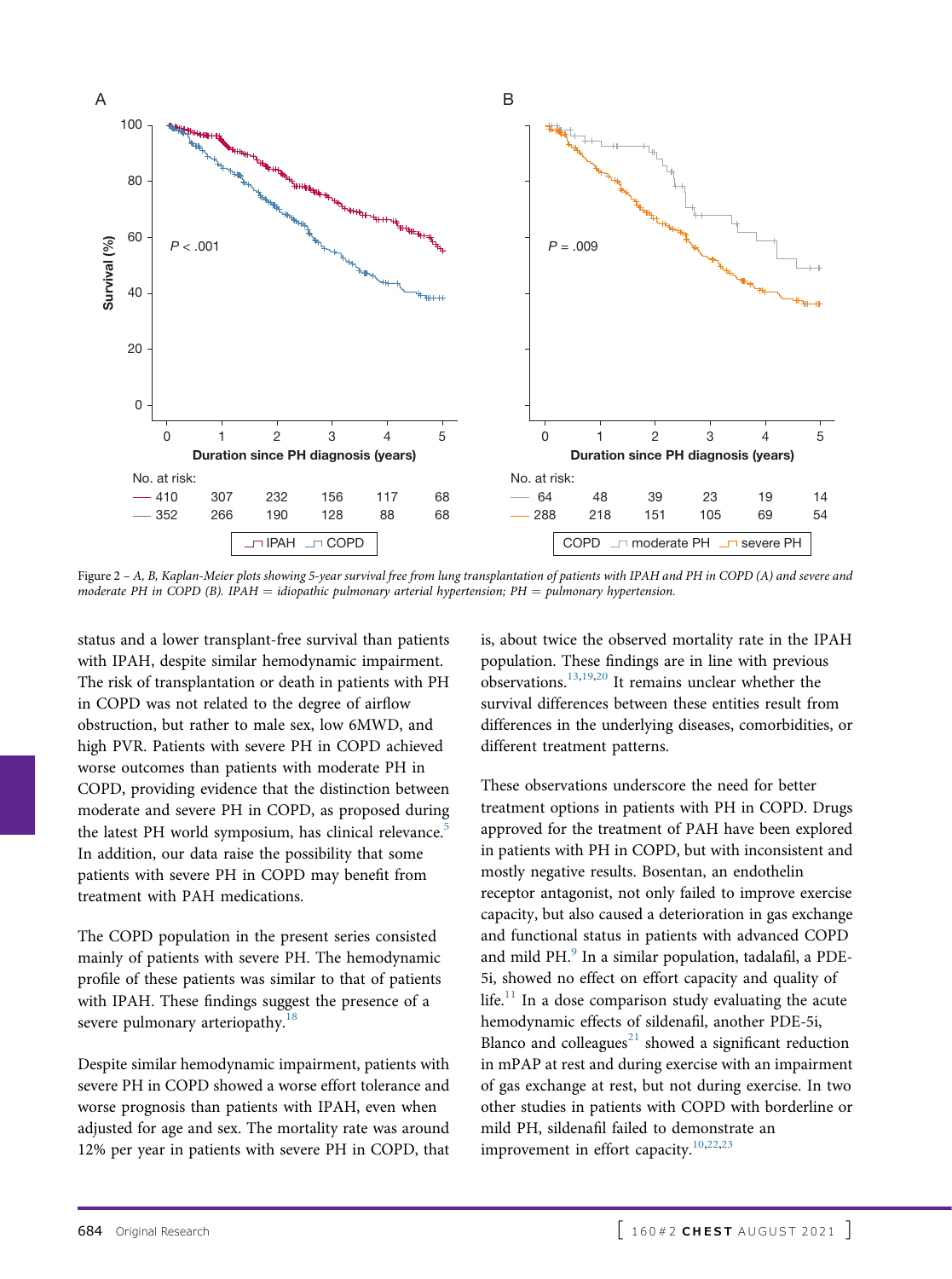A

100
80
60
40
20
0

Survival (%)

P < .001

0 1 2 3 4 5

Duration since PH diagnosis (years)

No. at risk:

— 410 307 232 156 117 68

— 352 266 190 128 88 68

IPAH COPD

B

P = .009

0 1 2 3 4 5

Duration since PH diagnosis (years)

No. at risk:

— 64 48 39 23 19 14

— 288 218 151 105 69 54

COPD moderate PH severe PH

Figure 2 – A, B, Kaplan-Meier plots showing 5-year survival free from lung transplantation of patients with IPAH and PH in COPD (A) and severe and moderate PH in COPD (B). IPAH = idiopathic pulmonary arterial hypertension; PH = pulmonary hypertension.

status and a lower transplant-free survival than patients with IPAH, despite similar hemodynamic impairment. The risk of transplantation or death in patients with PH in COPD was not related to the degree of airflow obstruction, but rather to male sex, low 6MWD, and high PVR. Patients with severe PH in COPD achieved worse outcomes than patients with moderate PH in COPD, providing evidence that the distinction between moderate and severe PH in COPD, as proposed during the latest PH world symposium, has clinical relevance.[5] In addition, our data raise the possibility that some patients with severe PH in COPD may benefit from treatment with PAH medications.

The COPD population in the present series consisted mainly of patients with severe PH. The hemodynamic profile of these patients was similar to that of patients with IPAH. These findings suggest the presence of a severe pulmonary arteriopathy.[18]

Despite similar hemodynamic impairment, patients with severe PH in COPD showed a worse effort tolerance and worse prognosis than patients with IPAH, even when adjusted for age and sex. The mortality rate was around 12% per year in patients with severe PH in COPD, that is, about twice the observed mortality rate in the IPAH population. These findings are in line with previous observations.[13,19,20] It remains unclear whether the survival differences between these entities result from differences in the underlying diseases, comorbidities, or different treatment patterns.

These observations underscore the need for better treatment options in patients with PH in COPD. Drugs approved for the treatment of PAH have been explored in patients with PH in COPD, but with inconsistent and mostly negative results. Bosentan, an endothelin receptor antagonist, not only failed to improve exercise capacity, but also caused a deterioration in gas exchange and functional status in patients with advanced COPD and mild PH.[9] In a similar population, tadalafil, a PDE-5i, showed no effect on effort capacity and quality of life.[11] In a dose comparison study evaluating the acute hemodynamic effects of sildenafil, another PDE-5i, Blanco and colleagues[21] showed a significant reduction in mPAP at rest and during exercise with an impairment of gas exchange at rest, but not during exercise. In two other studies in patients with COPD with borderline or mild PH, sildenafil failed to demonstrate an improvement in effort capacity.[10,22,23]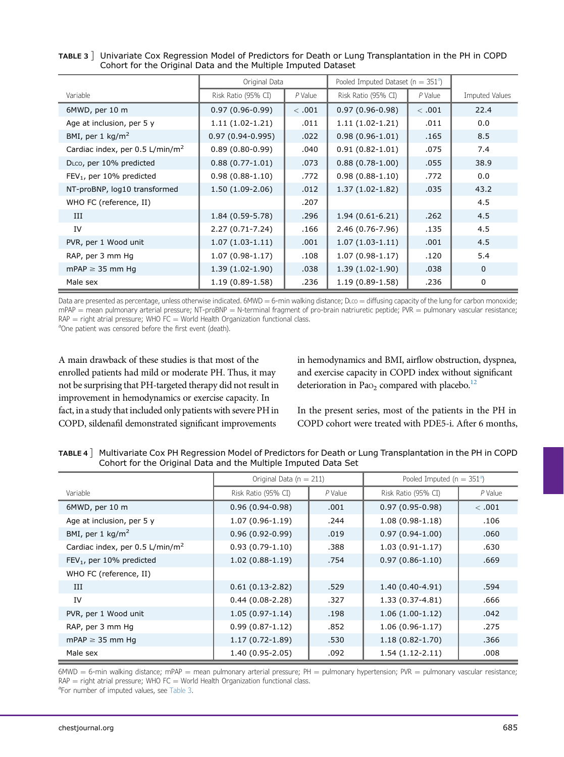**TABLE 3** ] Univariate Cox Regression Model of Predictors for Death or Lung Transplantation in the PH in COPD Cohort for the Original Data and the Multiple Imputed Dataset

| | Original Data | | Pooled Imputed Dataset (n = 351[a]) | | |
|---|---|---|---|---|---|
| Variable | Risk Ratio (95% CI) | *P* Value | Risk Ratio (95% CI) | *P* Value | Imputed Values |
| 6MWD, per 10 m | 0.97 (0.96-0.99) | < .001 | 0.97 (0.96-0.98) | < .001 | 22.4 |
| Age at inclusion, per 5 y | 1.11 (1.02-1.21) | .011 | 1.11 (1.02-1.21) | .011 | 0.0 |
| BMI, per 1 kg/m$^2$ | 0.97 (0.94-0.995) | .022 | 0.98 (0.96-1.01) | .165 | 8.5 |
| Cardiac index, per 0.5 L/min/m$^2$ | 0.89 (0.80-0.99) | .040 | 0.91 (0.82-1.01) | .075 | 7.4 |
| DLCO, per 10% predicted | 0.88 (0.77-1.01) | .073 | 0.88 (0.78-1.00) | .055 | 38.9 |
| $FEV_1$, per 10% predicted | 0.98 (0.88-1.10) | .772 | 0.98 (0.88-1.10) | .772 | 0.0 |
| NT-proBNP, log10 transformed | 1.50 (1.09-2.06) | .012 | 1.37 (1.02-1.82) | .035 | 43.2 |
| WHO FC (reference, II) | | .207 | | | 4.5 |
| III | 1.84 (0.59-5.78) | .296 | 1.94 (0.61-6.21) | .262 | 4.5 |
| IV | 2.27 (0.71-7.24) | .166 | 2.46 (0.76-7.96) | .135 | 4.5 |
| PVR, per 1 Wood unit | 1.07 (1.03-1.11) | .001 | 1.07 (1.03-1.11) | .001 | 4.5 |
| RAP, per 3 mm Hg | 1.07 (0.98-1.17) | .108 | 1.07 (0.98-1.17) | .120 | 5.4 |
| mPAP ≥ 35 mm Hg | 1.39 (1.02-1.90) | .038 | 1.39 (1.02-1.90) | .038 | 0 |
| Male sex | 1.19 (0.89-1.58) | .236 | 1.19 (0.89-1.58) | .236 | 0 |

Data are presented as percentage, unless otherwise indicated. 6MWD = 6-min walking distance; DLCO = diffusing capacity of the lung for carbon monoxide; mPAP = mean pulmonary arterial pressure; NT-proBNP = N-terminal fragment of pro-brain natriuretic peptide; PVR = pulmonary vascular resistance; RAP = right atrial pressure; WHO FC = World Health Organization functional class.
[a]One patient was censored before the first event (death).

A main drawback of these studies is that most of the enrolled patients had mild or moderate PH. Thus, it may not be surprising that PH-targeted therapy did not result in improvement in hemodynamics or exercise capacity. In fact, in a study that included only patients with severe PH in COPD, sildenafil demonstrated significant improvements in hemodynamics and BMI, airflow obstruction, dyspnea, and exercise capacity in COPD index without significant deterioration in $Pa_{O_2}$ compared with placebo.[12]

In the present series, most of the patients in the PH in COPD cohort were treated with PDE5-i. After 6 months,

**TABLE 4** ] Multivariate Cox PH Regression Model of Predictors for Death or Lung Transplantation in the PH in COPD Cohort for the Original Data and the Multiple Imputed Data Set

| | Original Data (n = 211) | | Pooled Imputed (n = 351[a]) | |
|---|---|---|---|---|
| Variable | Risk Ratio (95% CI) | *P* Value | Risk Ratio (95% CI) | *P* Value |
| 6MWD, per 10 m | 0.96 (0.94-0.98) | .001 | 0.97 (0.95-0.98) | < .001 |
| Age at inclusion, per 5 y | 1.07 (0.96-1.19) | .244 | 1.08 (0.98-1.18) | .106 |
| BMI, per 1 kg/m$^2$ | 0.96 (0.92-0.99) | .019 | 0.97 (0.94-1.00) | .060 |
| Cardiac index, per 0.5 L/min/m$^2$ | 0.93 (0.79-1.10) | .388 | 1.03 (0.91-1.17) | .630 |
| $FEV_1$, per 10% predicted | 1.02 (0.88-1.19) | .754 | 0.97 (0.86-1.10) | .669 |
| WHO FC (reference, II) | | | | |
| III | 0.61 (0.13-2.82) | .529 | 1.40 (0.40-4.91) | .594 |
| IV | 0.44 (0.08-2.28) | .327 | 1.33 (0.37-4.81) | .666 |
| PVR, per 1 Wood unit | 1.05 (0.97-1.14) | .198 | 1.06 (1.00-1.12) | .042 |
| RAP, per 3 mm Hg | 0.99 (0.87-1.12) | .852 | 1.06 (0.96-1.17) | .275 |
| mPAP ≥ 35 mm Hg | 1.17 (0.72-1.89) | .530 | 1.18 (0.82-1.70) | .366 |
| Male sex | 1.40 (0.95-2.05) | .092 | 1.54 (1.12-2.11) | .008 |

6MWD = 6-min walking distance; mPAP = mean pulmonary arterial pressure; PH = pulmonary hypertension; PVR = pulmonary vascular resistance; RAP = right atrial pressure; WHO FC = World Health Organization functional class.
[a]For number of imputed values, see Table 3.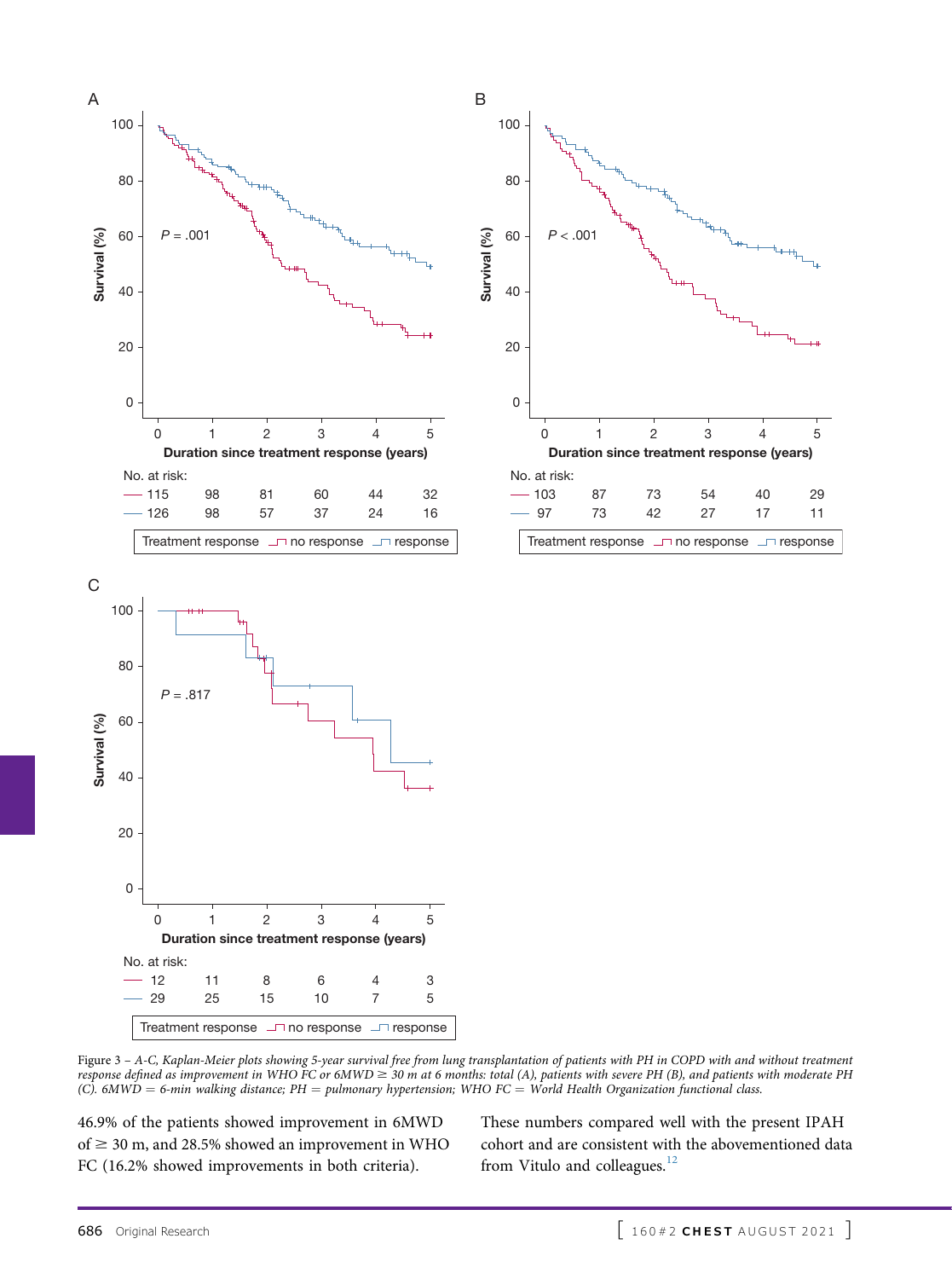A

100
80
60
40
20
0

Survival (%)

P = .001

0 1 2 3 4 5

Duration since treatment response (years)

No. at risk:

115 98 81 60 44 32

126 98 57 37 24 16

Treatment response — no response — response

B

100
80
60
40
20
0

Survival (%)

P < .001

0 1 2 3 4 5

Duration since treatment response (years)

No. at risk:

103 87 73 54 40 29

97 73 42 27 17 11

Treatment response — no response — response

C

100
80
60
40
20
0

Survival (%)

P = .817

0 1 2 3 4 5

Duration since treatment response (years)

No. at risk:

12 11 8 6 4 3

29 25 15 10 7 5

Treatment response — no response — response

Figure 3 – A-C, Kaplan-Meier plots showing 5-year survival free from lung transplantation of patients with PH in COPD with and without treatment response defined as improvement in WHO FC or 6MWD ≥ 30 m at 6 months: total (A), patients with severe PH (B), and patients with moderate PH (C). 6MWD = 6-min walking distance; PH = pulmonary hypertension; WHO FC = World Health Organization functional class.

46.9% of the patients showed improvement in 6MWD of ≥ 30 m, and 28.5% showed an improvement in WHO FC (16.2% showed improvements in both criteria). These numbers compared well with the present IPAH cohort and are consistent with the abovementioned data from Vitulo and colleagues.[12]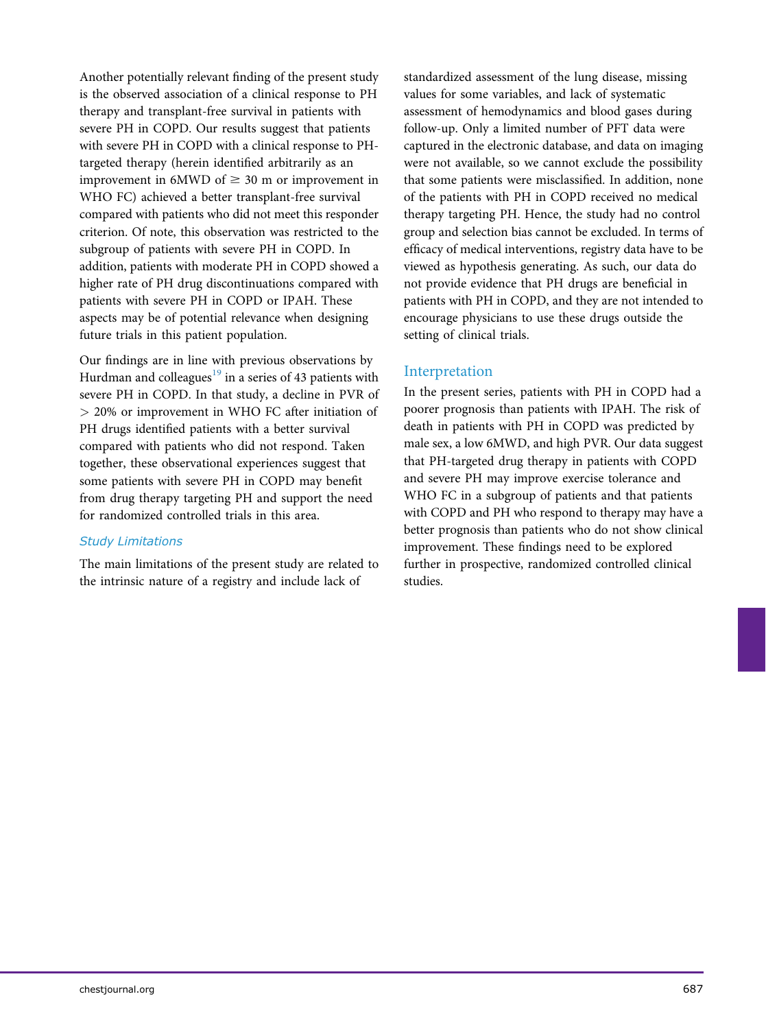Another potentially relevant finding of the present study is the observed association of a clinical response to PH therapy and transplant-free survival in patients with severe PH in COPD. Our results suggest that patients with severe PH in COPD with a clinical response to PH-targeted therapy (herein identified arbitrarily as an improvement in 6MWD of $\geq$ 30 m or improvement in WHO FC) achieved a better transplant-free survival compared with patients who did not meet this responder criterion. Of note, this observation was restricted to the subgroup of patients with severe PH in COPD. In addition, patients with moderate PH in COPD showed a higher rate of PH drug discontinuations compared with patients with severe PH in COPD or IPAH. These aspects may be of potential relevance when designing future trials in this patient population.

Our findings are in line with previous observations by Hurdman and colleagues[19] in a series of 43 patients with severe PH in COPD. In that study, a decline in PVR of $>$ 20% or improvement in WHO FC after initiation of PH drugs identified patients with a better survival compared with patients who did not respond. Taken together, these observational experiences suggest that some patients with severe PH in COPD may benefit from drug therapy targeting PH and support the need for randomized controlled trials in this area.

### *Study Limitations*

The main limitations of the present study are related to the intrinsic nature of a registry and include lack of standardized assessment of the lung disease, missing values for some variables, and lack of systematic assessment of hemodynamics and blood gases during follow-up. Only a limited number of PFT data were captured in the electronic database, and data on imaging were not available, so we cannot exclude the possibility that some patients were misclassified. In addition, none of the patients with PH in COPD received no medical therapy targeting PH. Hence, the study had no control group and selection bias cannot be excluded. In terms of efficacy of medical interventions, registry data have to be viewed as hypothesis generating. As such, our data do not provide evidence that PH drugs are beneficial in patients with PH in COPD, and they are not intended to encourage physicians to use these drugs outside the setting of clinical trials.

## Interpretation

In the present series, patients with PH in COPD had a poorer prognosis than patients with IPAH. The risk of death in patients with PH in COPD was predicted by male sex, a low 6MWD, and high PVR. Our data suggest that PH-targeted drug therapy in patients with COPD and severe PH may improve exercise tolerance and WHO FC in a subgroup of patients and that patients with COPD and PH who respond to therapy may have a better prognosis than patients who do not show clinical improvement. These findings need to be explored further in prospective, randomized controlled clinical studies.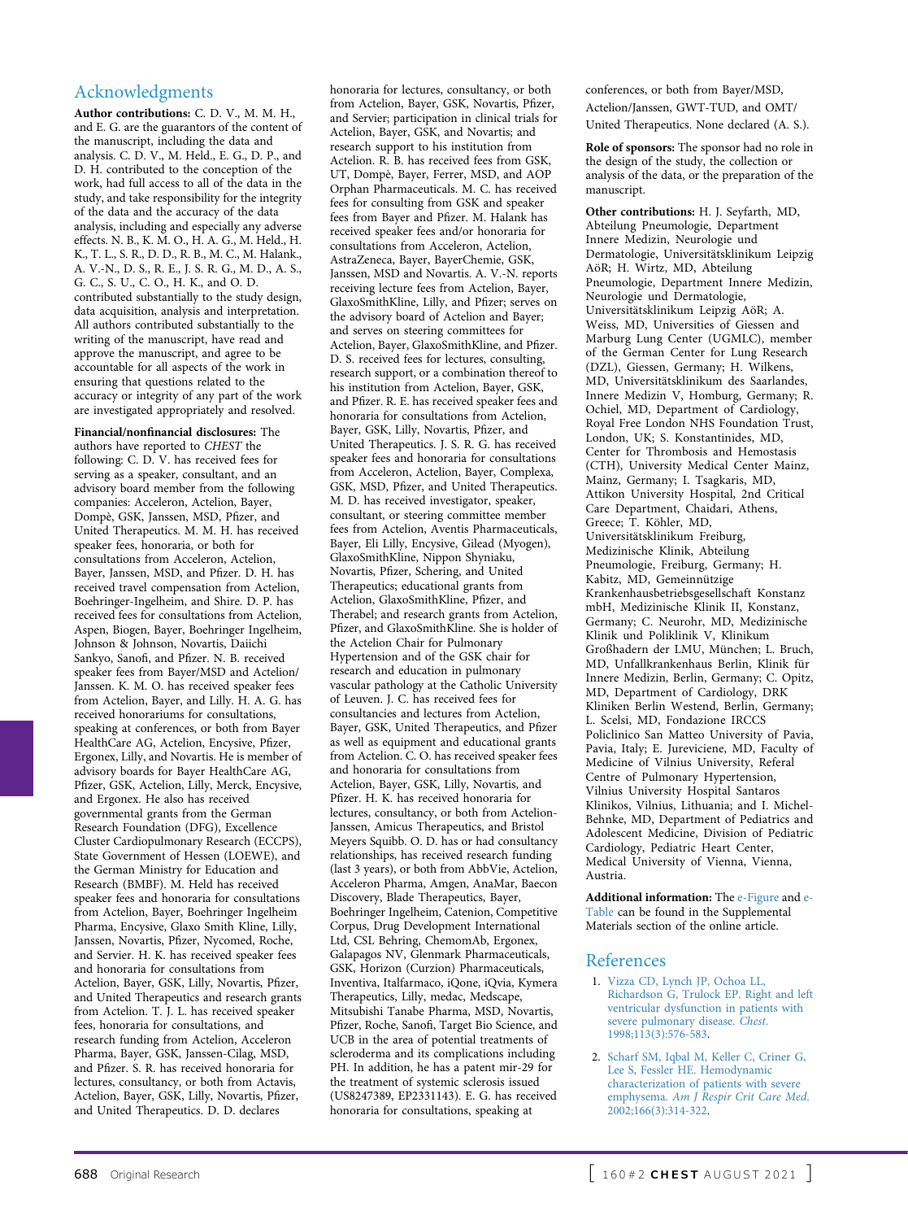## Acknowledgments

**Author contributions:** C. D. V., M. M. H., and E. G. are the guarantors of the content of the manuscript, including the data and analysis. C. D. V., M. Held., E. G., D. P., and D. H. contributed to the conception of the work, had full access to all of the data in the study, and take responsibility for the integrity of the data and the accuracy of the data analysis, including and especially any adverse effects. N. B., K. M. O., H. A. G., M. Held., H. K., T. L., S. R., D. D., R. B., M. C., M. Halank., A. V.-N., D. S., R. E., J. S. R. G., M. D., A. S., G. C., S. U., C. O., H. K., and O. D. contributed substantially to the study design, data acquisition, analysis and interpretation. All authors contributed substantially to the writing of the manuscript, have read and approve the manuscript, and agree to be accountable for all aspects of the work in ensuring that questions related to the accuracy or integrity of any part of the work are investigated appropriately and resolved.

**Financial/nonfinancial disclosures:** The authors have reported to *CHEST* the following: C. D. V. has received fees for serving as a speaker, consultant, and an advisory board member from the following companies: Acceleron, Actelion, Bayer, Dompè, GSK, Janssen, MSD, Pfizer, and United Therapeutics. M. M. H. has received speaker fees, honoraria, or both for consultations from Acceleron, Actelion, Bayer, Janssen, MSD, and Pfizer. D. H. has received travel compensation from Actelion, Boehringer-Ingelheim, and Shire. D. P. has received fees for consultations from Actelion, Aspen, Biogen, Bayer, Boehringer Ingelheim, Johnson & Johnson, Novartis, Daiichi Sankyo, Sanofi, and Pfizer. N. B. received speaker fees from Bayer/MSD and Actelion/Janssen. K. M. O. has received speaker fees from Actelion, Bayer, and Lilly. H. A. G. has received honorariums for consultations, speaking at conferences, or both from Bayer HealthCare AG, Actelion, Encysive, Pfizer, Ergonex, Lilly, and Novartis. He is member of advisory boards for Bayer HealthCare AG, Pfizer, GSK, Actelion, Lilly, Merck, Encysive, and Ergonex. He also has received governmental grants from the German Research Foundation (DFG), Excellence Cluster Cardiopulmonary Research (ECCPS), State Government of Hessen (LOEWE), and the German Ministry for Education and Research (BMBF). M. Held has received speaker fees and honoraria for consultations from Actelion, Bayer, Boehringer Ingelheim Pharma, Encysive, Glaxo Smith Kline, Lilly, Janssen, Novartis, Pfizer, Nycomed, Roche, and Servier. H. K. has received speaker fees and honoraria for consultations from Actelion, Bayer, GSK, Lilly, Novartis, Pfizer, and United Therapeutics and research grants from Actelion. T. J. L. has received speaker fees, honoraria for consultations, and research funding from Actelion, Acceleron Pharma, Bayer, GSK, Janssen-Cilag, MSD, and Pfizer. S. R. has received honoraria for lectures, consultancy, or both from Actavis, Actelion, Bayer, GSK, Lilly, Novartis, Pfizer, and United Therapeutics. D. D. declares honoraria for lectures, consultancy, or both from Actelion, Bayer, GSK, Novartis, Pfizer, and Servier; participation in clinical trials for Actelion, Bayer, GSK, and Novartis; and research support to his institution from Actelion. R. B. has received fees from GSK, UT, Dompè, Bayer, Ferrer, MSD, and AOP Orphan Pharmaceuticals. M. C. has received fees for consulting from GSK and speaker fees from Bayer and Pfizer. M. Halank has received speaker fees and/or honoraria for consultations from Acceleron, Actelion, AstraZeneca, Bayer, BayerChemie, GSK, Janssen, MSD and Novartis. A. V.-N. reports receiving lecture fees from Actelion, Bayer, GlaxoSmithKline, Lilly, and Pfizer; serves on the advisory board of Actelion and Bayer; and serves on steering committees for Actelion, Bayer, GlaxoSmithKline, and Pfizer. D. S. received fees for lectures, consulting, research support, or a combination thereof to his institution from Actelion, Bayer, GSK, and Pfizer. R. E. has received speaker fees and honoraria for consultations from Actelion, Bayer, GSK, Lilly, Novartis, Pfizer, and United Therapeutics. J. S. R. G. has received speaker fees and honoraria for consultations from Acceleron, Actelion, Bayer, Complexa, GSK, MSD, Pfizer, and United Therapeutics. M. D. has received investigator, speaker, consultant, or steering committee member fees from Actelion, Aventis Pharmaceuticals, Bayer, Eli Lilly, Encysive, Gilead (Myogen), GlaxoSmithKline, Nippon Shyniaku, Novartis, Pfizer, Schering, and United Therapeutics; educational grants from Actelion, GlaxoSmithKline, Pfizer, and Therabel; and research grants from Actelion, Pfizer, and GlaxoSmithKline. She is holder of the Actelion Chair for Pulmonary Hypertension and of the GSK chair for research and education in pulmonary vascular pathology at the Catholic University of Leuven. J. C. has received fees for consultancies and lectures from Actelion, Bayer, GSK, United Therapeutics, and Pfizer as well as equipment and educational grants from Actelion. C. O. has received speaker fees and honoraria for consultations from Actelion, Bayer, GSK, Lilly, Novartis, and Pfizer. H. K. has received honoraria for lectures, consultancy, or both from Actelion-Janssen, Amicus Therapeutics, and Bristol Meyers Squibb. O. D. has or had consultancy relationships, has received research funding (last 3 years), or both from AbbVie, Actelion, Acceleron Pharma, Amgen, AnaMar, Baecon Discovery, Blade Therapeutics, Bayer, Boehringer Ingelheim, Catenion, Competitive Corpus, Drug Development International Ltd, CSL Behring, ChemomAb, Ergonex, Galapagos NV, Glenmark Pharmaceuticals, GSK, Horizon (Curzion) Pharmaceuticals, Inventiva, Italfarmaco, iQone, iQvia, Kymera Therapeutics, Lilly, medac, Medscape, Mitsubishi Tanabe Pharma, MSD, Novartis, Pfizer, Roche, Sanofi, Target Bio Science, and UCB in the area of potential treatments of scleroderma and its complications including PH. In addition, he has a patent mir-29 for the treatment of systemic sclerosis issued (US8247389, EP2331143). E. G. has received honoraria for consultations, speaking at conferences, or both from Bayer/MSD, Actelion/Janssen, GWT-TUD, and OMT/United Therapeutics. None declared (A. S.).

**Role of sponsors:** The sponsor had no role in the design of the study, the collection or analysis of the data, or the preparation of the manuscript.

**Other contributions:** H. J. Seyfarth, MD, Abteilung Pneumologie, Department Innere Medizin, Neurologie und Dermatologie, Universitätsklinikum Leipzig AöR; H. Wirtz, MD, Abteilung Pneumologie, Department Innere Medizin, Neurologie und Dermatologie, Universitätsklinikum Leipzig AöR; A. Weiss, MD, Universities of Giessen and Marburg Lung Center (UGMLC), member of the German Center for Lung Research (DZL), Giessen, Germany; H. Wilkens, MD, Universitätsklinikum des Saarlandes, Innere Medizin V, Homburg, Germany; R. Ochiel, MD, Department of Cardiology, Royal Free London NHS Foundation Trust, London, UK; S. Konstantinides, MD, Center for Thrombosis and Hemostasis (CTH), University Medical Center Mainz, Mainz, Germany; I. Tsagkaris, MD, Attikon University Hospital, 2nd Critical Care Department, Chaidari, Athens, Greece; T. Köhler, MD, Universitätsklinikum Freiburg, Medizinische Klinik, Abteilung Pneumologie, Freiburg, Germany; H. Kabitz, MD, Gemeinnützige Krankenhausbetriebsgesellschaft Konstanz mbH, Medizinische Klinik II, Konstanz, Germany; C. Neurohr, MD, Medizinische Klinik und Poliklinik V, Klinikum Großhadern der LMU, München; L. Bruch, MD, Unfallkrankenhaus Berlin, Klinik für Innere Medizin, Berlin, Germany; C. Opitz, MD, Department of Cardiology, DRK Kliniken Berlin Westend, Berlin, Germany; L. Scelsi, MD, Fondazione IRCCS Policlinico San Matteo University of Pavia, Pavia, Italy; E. Jureviciene, MD, Faculty of Medicine of Vilnius University, Referal Centre of Pulmonary Hypertension, Vilnius University Hospital Santaros Klinikos, Vilnius, Lithuania; and I. Michel-Behnke, MD, Department of Pediatrics and Adolescent Medicine, Division of Pediatric Cardiology, Pediatric Heart Center, Medical University of Vienna, Vienna, Austria.

**Additional information:** The e-Figure and e-Table can be found in the Supplemental Materials section of the online article.

## References

1. Vizza CD, Lynch JP, Ochoa LL, Richardson G, Trulock EP. Right and left ventricular dysfunction in patients with severe pulmonary disease. *Chest.* 1998;113(3):576-583.
2. Scharf SM, Iqbal M, Keller C, Criner G, Lee S, Fessler HE. Hemodynamic characterization of patients with severe emphysema. *Am J Respir Crit Care Med.* 2002;166(3):314-322.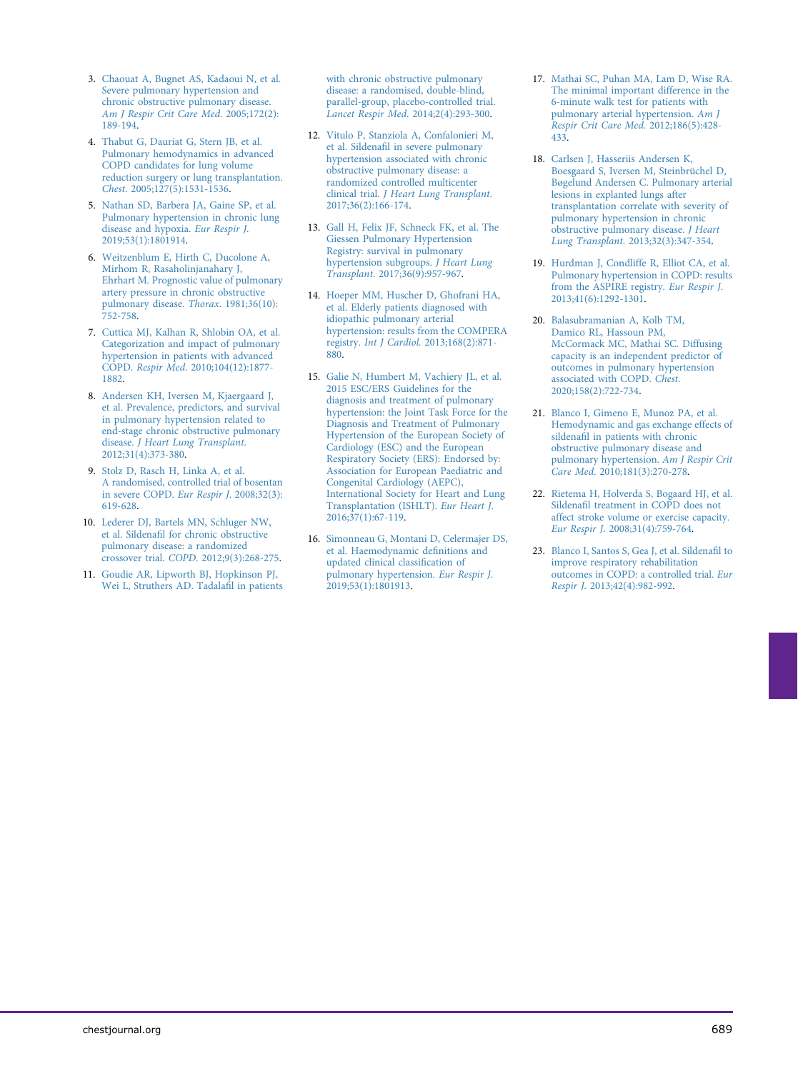3. Chaouat A, Bugnet AS, Kadaoui N, et al. Severe pulmonary hypertension and chronic obstructive pulmonary disease. *Am J Respir Crit Care Med*. 2005;172(2):189-194.

4. Thabut G, Dauriat G, Stern JB, et al. Pulmonary hemodynamics in advanced COPD candidates for lung volume reduction surgery or lung transplantation. *Chest*. 2005;127(5):1531-1536.

5. Nathan SD, Barbera JA, Gaine SP, et al. Pulmonary hypertension in chronic lung disease and hypoxia. *Eur Respir J*. 2019;53(1):1801914.

6. Weitzenblum E, Hirth C, Ducolone A, Mirhom R, Rasaholinjanahary J, Ehrhart M. Prognostic value of pulmonary artery pressure in chronic obstructive pulmonary disease. *Thorax*. 1981;36(10):752-758.

7. Cuttica MJ, Kalhan R, Shlobin OA, et al. Categorization and impact of pulmonary hypertension in patients with advanced COPD. *Respir Med*. 2010;104(12):1877-1882.

8. Andersen KH, Iversen M, Kjaergaard J, et al. Prevalence, predictors, and survival in pulmonary hypertension related to end-stage chronic obstructive pulmonary disease. *J Heart Lung Transplant*. 2012;31(4):373-380.

9. Stolz D, Rasch H, Linka A, et al. A randomised, controlled trial of bosentan in severe COPD. *Eur Respir J*. 2008;32(3):619-628.

10. Lederer DJ, Bartels MN, Schluger NW, et al. Sildenafil for chronic obstructive pulmonary disease: a randomized crossover trial. *COPD*. 2012;9(3):268-275.

11. Goudie AR, Lipworth BJ, Hopkinson PJ, Wei L, Struthers AD. Tadalafil in patients with chronic obstructive pulmonary disease: a randomised, double-blind, parallel-group, placebo-controlled trial. *Lancet Respir Med*. 2014;2(4):293-300.

12. Vitulo P, Stanziola A, Confalonieri M, et al. Sildenafil in severe pulmonary hypertension associated with chronic obstructive pulmonary disease: a randomized controlled multicenter clinical trial. *J Heart Lung Transplant*. 2017;36(2):166-174.

13. Gall H, Felix JF, Schneck FK, et al. The Giessen Pulmonary Hypertension Registry: survival in pulmonary hypertension subgroups. *J Heart Lung Transplant*. 2017;36(9):957-967.

14. Hoeper MM, Huscher D, Ghofrani HA, et al. Elderly patients diagnosed with idiopathic pulmonary arterial hypertension: results from the COMPERA registry. *Int J Cardiol*. 2013;168(2):871-880.

15. Galie N, Humbert M, Vachiery JL, et al. 2015 ESC/ERS Guidelines for the diagnosis and treatment of pulmonary hypertension: the Joint Task Force for the Diagnosis and Treatment of Pulmonary Hypertension of the European Society of Cardiology (ESC) and the European Respiratory Society (ERS): Endorsed by: Association for European Paediatric and Congenital Cardiology (AEPC), International Society for Heart and Lung Transplantation (ISHLT). *Eur Heart J*. 2016;37(1):67-119.

16. Simonneau G, Montani D, Celermajer DS, et al. Haemodynamic definitions and updated clinical classification of pulmonary hypertension. *Eur Respir J*. 2019;53(1):1801913.

17. Mathai SC, Puhan MA, Lam D, Wise RA. The minimal important difference in the 6-minute walk test for patients with pulmonary arterial hypertension. *Am J Respir Crit Care Med*. 2012;186(5):428-433.

18. Carlsen J, Hasseriis Andersen K, Boesgaard S, Iversen M, Steinbrüchel D, Bøgelund Andersen C. Pulmonary arterial lesions in explanted lungs after transplantation correlate with severity of pulmonary hypertension in chronic obstructive pulmonary disease. *J Heart Lung Transplant*. 2013;32(3):347-354.

19. Hurdman J, Condliffe R, Elliot CA, et al. Pulmonary hypertension in COPD: results from the ASPIRE registry. *Eur Respir J*. 2013;41(6):1292-1301.

20. Balasubramanian A, Kolb TM, Damico RL, Hassoun PM, McCormack MC, Mathai SC. Diffusing capacity is an independent predictor of outcomes in pulmonary hypertension associated with COPD. *Chest*. 2020;158(2):722-734.

21. Blanco I, Gimeno E, Munoz PA, et al. Hemodynamic and gas exchange effects of sildenafil in patients with chronic obstructive pulmonary disease and pulmonary hypertension. *Am J Respir Crit Care Med*. 2010;181(3):270-278.

22. Rietema H, Holverda S, Bogaard HJ, et al. Sildenafil treatment in COPD does not affect stroke volume or exercise capacity. *Eur Respir J*. 2008;31(4):759-764.

23. Blanco I, Santos S, Gea J, et al. Sildenafil to improve respiratory rehabilitation outcomes in COPD: a controlled trial. *Eur Respir J*. 2013;42(4):982-992.